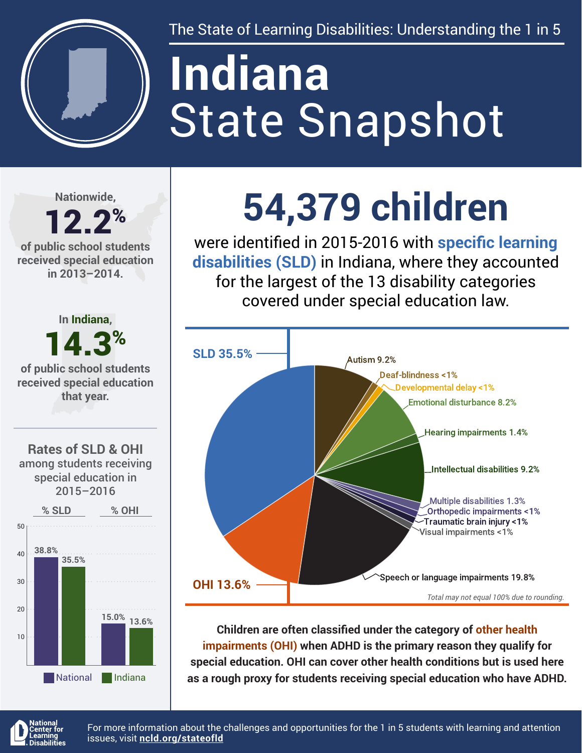The State of Learning Disabilities: Understanding the 1 in 5

# Indiana
# State Snapshot

Nationwide, **12.2%** of public school students received special education in 2013–2014.

In Indiana, **14.3%** of public school students received special education that year.

## 54,379 children

were identified in 2015-2016 with **specific learning disabilities (SLD)** in Indiana, where they accounted for the largest of the 13 disability categories covered under special education law.

| Disability category | Percent |
| --- | --- |
| SLD | 35.5% |
| Autism | 9.2% |
| Deaf-blindness | <1% |
| Developmental delay | <1% |
| Emotional disturbance | 8.2% |
| Hearing impairments | 1.4% |
| Intellectual disabilities | 9.2% |
| Multiple disabilities | 1.3% |
| Orthopedic impairments | <1% |
| Traumatic brain injury | <1% |
| Visual impairments | <1% |
| Speech or language impairments | 19.8% |
| OHI | 13.6% |

*Total may not equal 100% due to rounding.*

### Rates of SLD & OHI among students receiving special education in 2015–2016

| | % SLD | % OHI |
| --- | --- | --- |
| National | 38.8% | 15.0% |
| Indiana | 35.5% | 13.6% |

**Children are often classified under the category of other health impairments (OHI) when ADHD is the primary reason they qualify for special education. OHI can cover other health conditions but is used here as a rough proxy for students receiving special education who have ADHD.**

National Center for Learning Disabilities

For more information about the challenges and opportunities for the 1 in 5 students with learning and attention issues, visit **ncld.org/stateofld**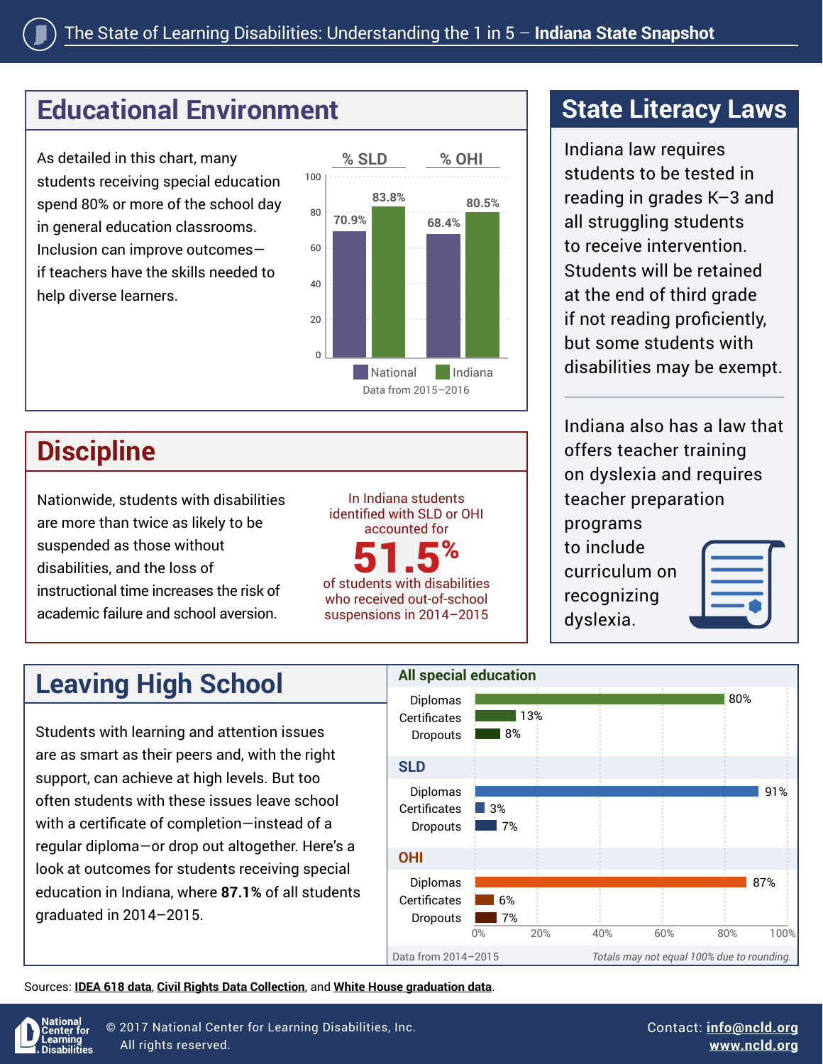# The State of Learning Disabilities: Understanding the 1 in 5 – **Indiana State Snapshot**

## Educational Environment

As detailed in this chart, many students receiving special education spend 80% or more of the school day in general education classrooms. Inclusion can improve outcomes—if teachers have the skills needed to help diverse learners.

% SLD
% OHI

100
80
60
40
20
0

70.9%
83.8%
68.4%
80.5%

National
Indiana

Data from 2015–2016

## State Literacy Laws

Indiana law requires students to be tested in reading in grades K–3 and all struggling students to receive intervention. Students will be retained at the end of third grade if not reading proficiently, but some students with disabilities may be exempt.

Indiana also has a law that offers teacher training on dyslexia and requires teacher preparation programs to include curriculum on recognizing dyslexia.

## Discipline

Nationwide, students with disabilities are more than twice as likely to be suspended as those without disabilities, and the loss of instructional time increases the risk of academic failure and school aversion.

In Indiana students identified with SLD or OHI accounted for **51.5%** of students with disabilities who received out-of-school suspensions in 2014–2015

## Leaving High School

Students with learning and attention issues are as smart as their peers and, with the right support, can achieve at high levels. But too often students with these issues leave school with a certificate of completion—instead of a regular diploma—or drop out altogether. Here's a look at outcomes for students receiving special education in Indiana, where **87.1%** of all students graduated in 2014–2015.

**All special education**

Diplomas 80%
Certificates 13%
Dropouts 8%

**SLD**

Diplomas 91%
Certificates 3%
Dropouts 7%

**OHI**

Diplomas 87%
Certificates 6%
Dropouts 7%

0% 20% 40% 60% 80% 100%

Data from 2014–2015

*Totals may not equal 100% due to rounding.*

Sources: **IDEA 618 data**, **Civil Rights Data Collection**, and **White House graduation data**.

National Center for Learning Disabilities

© 2017 National Center for Learning Disabilities, Inc. All rights reserved.

Contact: **info@ncld.org** **www.ncld.org**